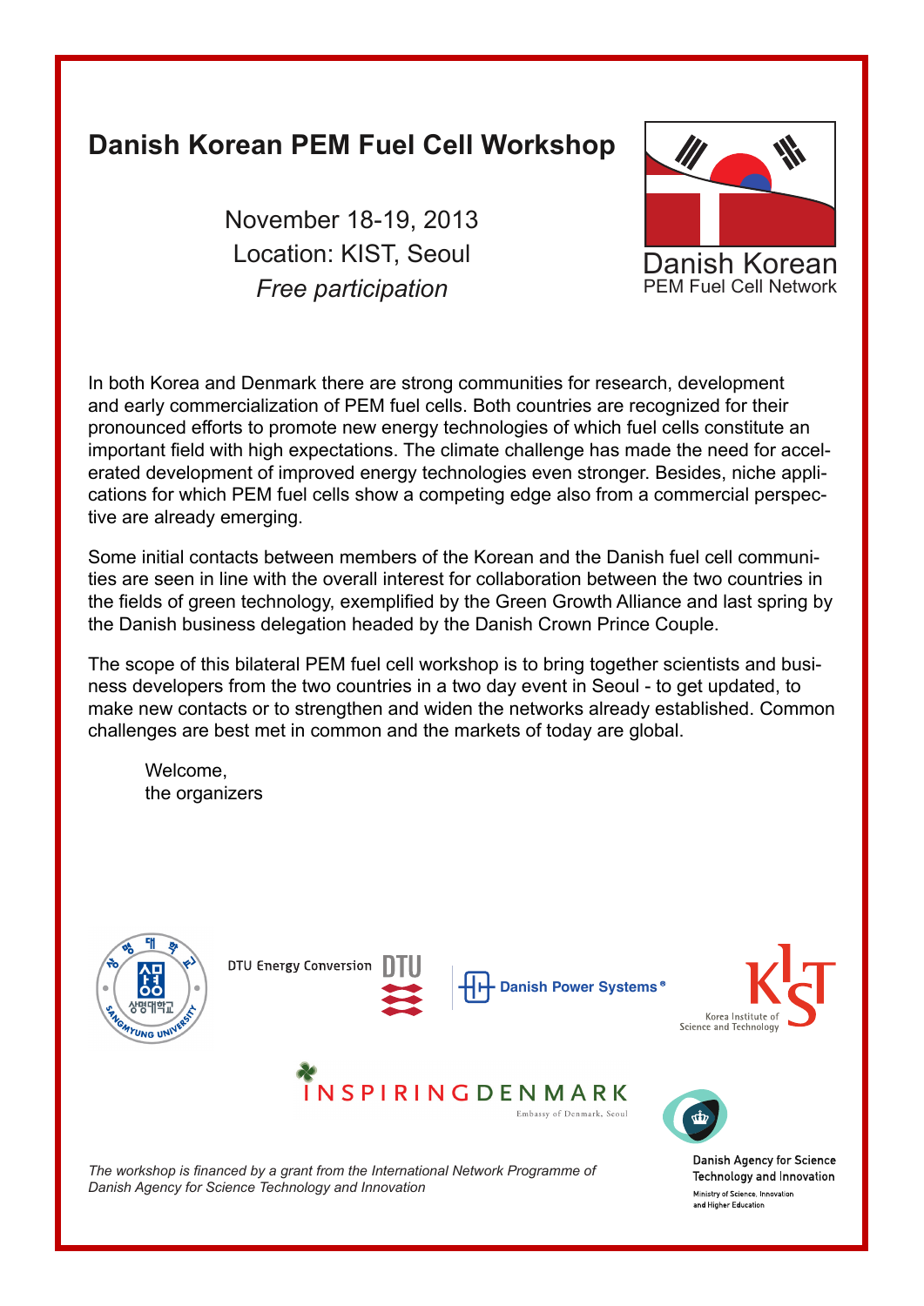# Danish Korean PEM Fuel Cell Workshop

November 18-19, 2013

Location: KIST, Seoul

*Free participation*

Danish Korean
PEM Fuel Cell Network

In both Korea and Denmark there are strong communities for research, development and early commercialization of PEM fuel cells. Both countries are recognized for their pronounced efforts to promote new energy technologies of which fuel cells constitute an important field with high expectations. The climate challenge has made the need for accelerated development of improved energy technologies even stronger. Besides, niche applications for which PEM fuel cells show a competing edge also from a commercial perspective are already emerging.

Some initial contacts between members of the Korean and the Danish fuel cell communities are seen in line with the overall interest for collaboration between the two countries in the fields of green technology, exemplified by the Green Growth Alliance and last spring by the Danish business delegation headed by the Danish Crown Prince Couple.

The scope of this bilateral PEM fuel cell workshop is to bring together scientists and business developers from the two countries in a two day event in Seoul - to get updated, to make new contacts or to strengthen and widen the networks already established. Common challenges are best met in common and the markets of today are global.

Welcome,
the organizers

상명대학교 SANGMYUNG UNIVERSITY

DTU Energy Conversion DTU

Danish Power Systems®

KIST Korea Institute of Science and Technology

INSPIRING DENMARK Embassy of Denmark, Seoul

*The workshop is financed by a grant from the International Network Programme of Danish Agency for Science Technology and Innovation*

Danish Agency for Science Technology and Innovation
Ministry of Science, Innovation and Higher Education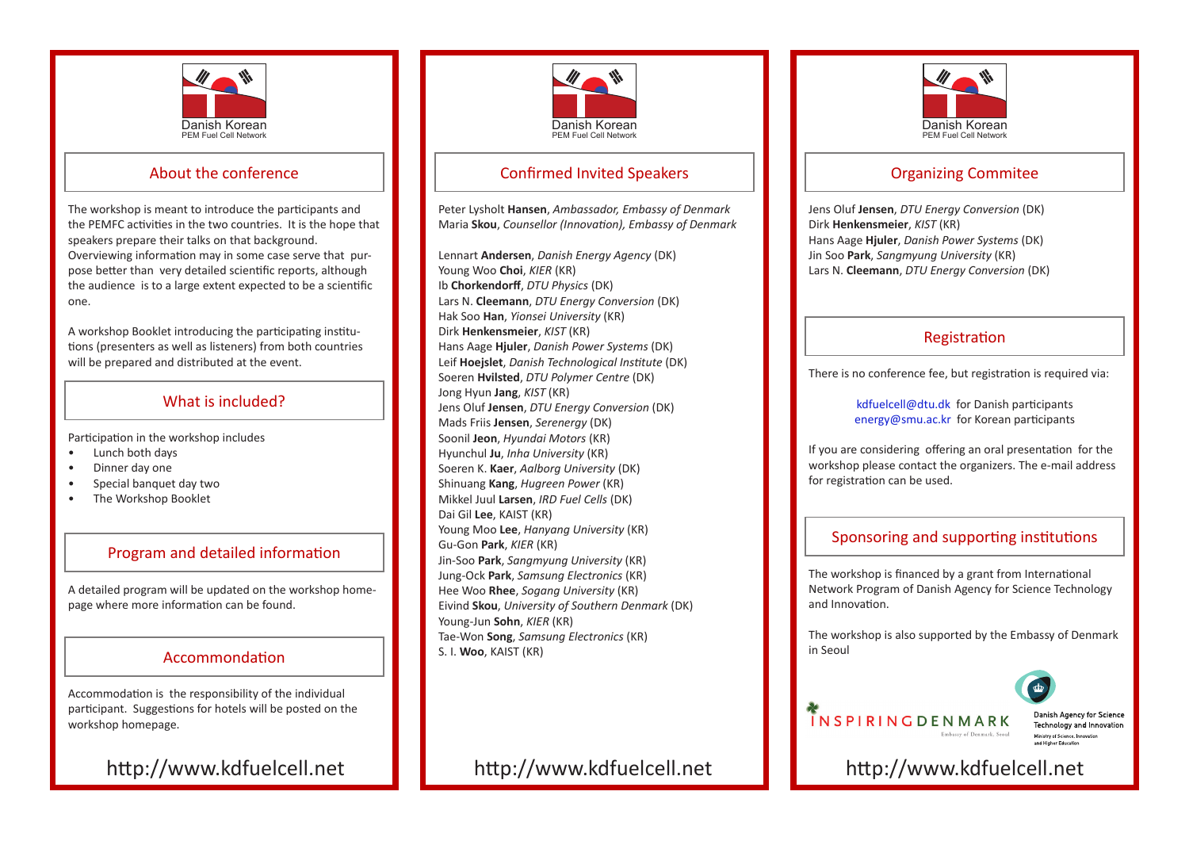Danish Korean
PEM Fuel Cell Network

## About the conference

The workshop is meant to introduce the participants and the PEMFC activities in the two countries. It is the hope that speakers prepare their talks on that background. Overviewing information may in some case serve that purpose better than very detailed scientific reports, although the audience is to a large extent expected to be a scientific one.

A workshop Booklet introducing the participating institutions (presenters as well as listeners) from both countries will be prepared and distributed at the event.

## What is included?

Participation in the workshop includes

- Lunch both days
- Dinner day one
- Special banquet day two
- The Workshop Booklet

## Program and detailed information

A detailed program will be updated on the workshop homepage where more information can be found.

## Accommondation

Accommodation is the responsibility of the individual participant. Suggestions for hotels will be posted on the workshop homepage.

http://www.kdfuelcell.net

Danish Korean
PEM Fuel Cell Network

## Confirmed Invited Speakers

Peter Lysholt **Hansen**, *Ambassador, Embassy of Denmark*
Maria **Skou**, *Counsellor (Innovation), Embassy of Denmark*

Lennart **Andersen**, *Danish Energy Agency* (DK)
Young Woo **Choi**, *KIER* (KR)
Ib **Chorkendorff**, *DTU Physics* (DK)
Lars N. **Cleemann**, *DTU Energy Conversion* (DK)
Hak Soo **Han**, *Yionsei University* (KR)
Dirk **Henkensmeier**, *KIST* (KR)
Hans Aage **Hjuler**, *Danish Power Systems* (DK)
Leif **Hoejslet**, *Danish Technological Institute* (DK)
Soeren **Hvilsted**, *DTU Polymer Centre* (DK)
Jong Hyun **Jang**, *KIST* (KR)
Jens Oluf **Jensen**, *DTU Energy Conversion* (DK)
Mads Friis **Jensen**, *Serenergy* (DK)
Soonil **Jeon**, *Hyundai Motors* (KR)
Hyunchul **Ju**, *Inha University* (KR)
Soeren K. **Kaer**, *Aalborg University* (DK)
Shinuang **Kang**, *Hugreen Power* (KR)
Mikkel Juul **Larsen**, *IRD Fuel Cells* (DK)
Dai Gil **Lee**, KAIST (KR)
Young Moo **Lee**, *Hanyang University* (KR)
Gu-Gon **Park**, *KIER* (KR)
Jin-Soo **Park**, *Sangmyung University* (KR)
Jung-Ock **Park**, *Samsung Electronics* (KR)
Hee Woo **Rhee**, *Sogang University* (KR)
Eivind **Skou**, *University of Southern Denmark* (DK)
Young-Jun **Sohn**, *KIER* (KR)
Tae-Won **Song**, *Samsung Electronics* (KR)
S. I. **Woo**, KAIST (KR)

http://www.kdfuelcell.net

Danish Korean
PEM Fuel Cell Network

## Organizing Commitee

Jens Oluf **Jensen**, *DTU Energy Conversion* (DK)
Dirk **Henkensmeier**, *KIST* (KR)
Hans Aage **Hjuler**, *Danish Power Systems* (DK)
Jin Soo **Park**, *Sangmyung University* (KR)
Lars N. **Cleemann**, *DTU Energy Conversion* (DK)

## Registration

There is no conference fee, but registration is required via:

kdfuelcell@dtu.dk for Danish participants
energy@smu.ac.kr for Korean participants

If you are considering offering an oral presentation for the workshop please contact the organizers. The e-mail address for registration can be used.

## Sponsoring and supporting institutions

The workshop is financed by a grant from International Network Program of Danish Agency for Science Technology and Innovation.

The workshop is also supported by the Embassy of Denmark in Seoul

INSPIRINGDENMARK
Embassy of Denmark, Seoul

Danish Agency for Science Technology and Innovation
Ministry of Science, Innovation and Higher Education

http://www.kdfuelcell.net